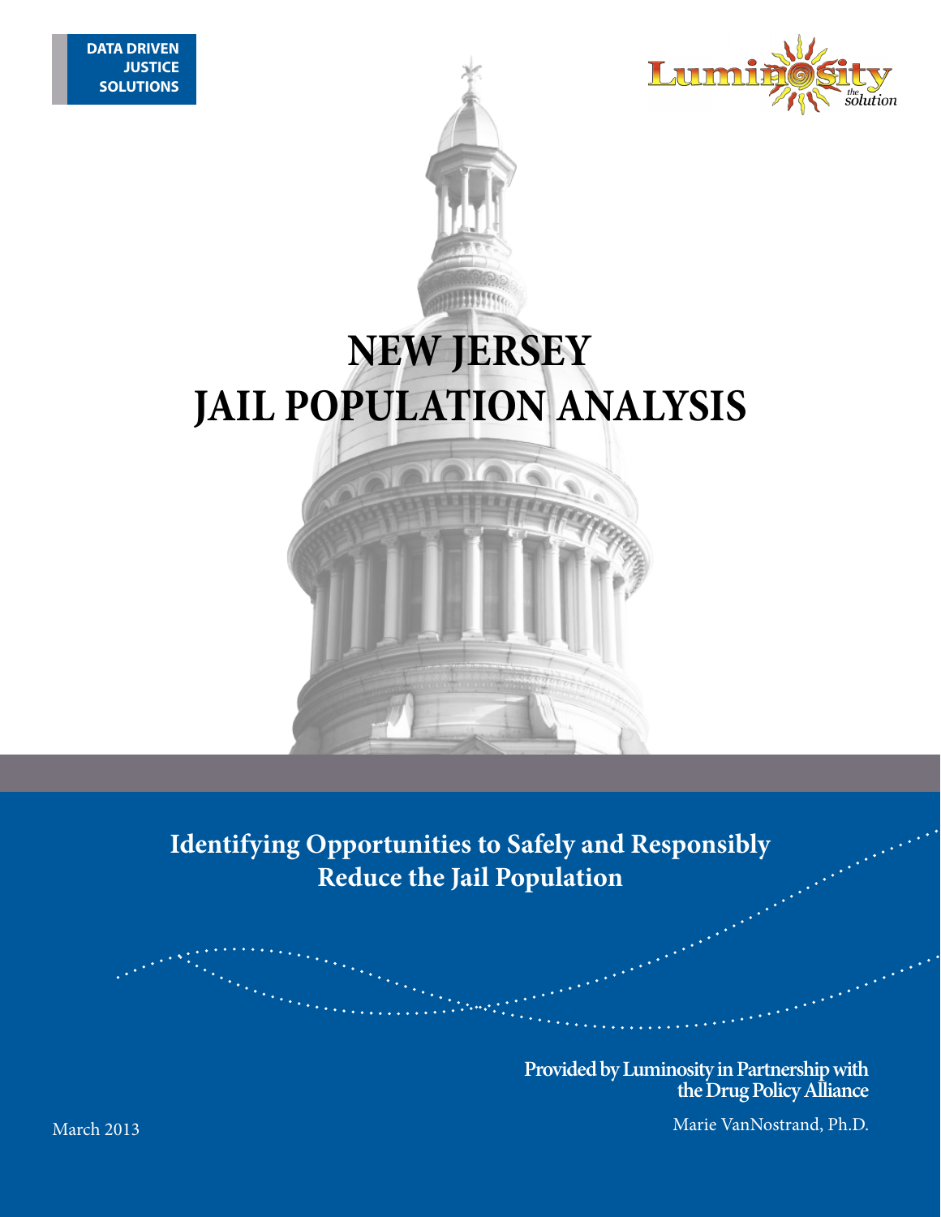DATA DRIVEN JUSTICE SOLUTIONS

Luminosity *the solution*

# NEW JERSEY JAIL POPULATION ANALYSIS

## Identifying Opportunities to Safely and Responsibly Reduce the Jail Population

**Provided by Luminosity in Partnership with the Drug Policy Alliance**

Marie VanNostrand, Ph.D.

March 2013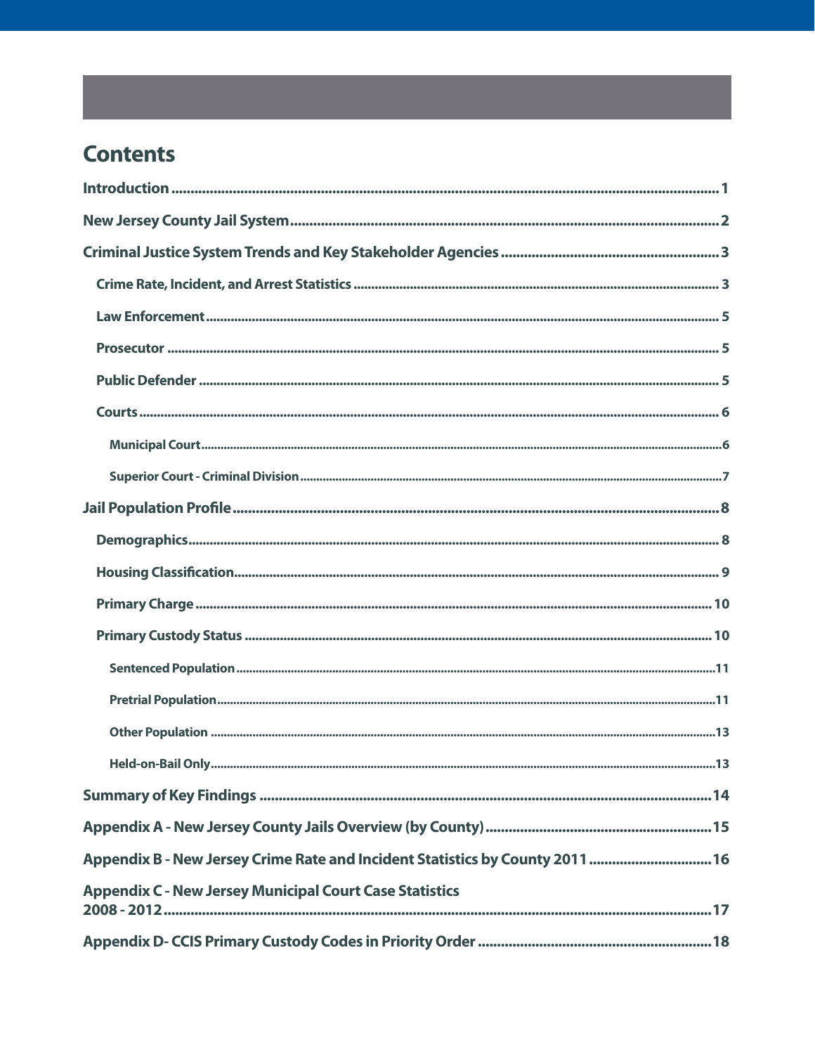# Contents

**Introduction** ........................................................................ 1

**New Jersey County Jail System** ........................................................................ 2

**Criminal Justice System Trends and Key Stakeholder Agencies** ........................................................................ 3

- **Crime Rate, Incident, and Arrest Statistics** ........................................................................ 3
- **Law Enforcement** ........................................................................ 5
- **Prosecutor** ........................................................................ 5
- **Public Defender** ........................................................................ 5
- **Courts** ........................................................................ 6
  - **Municipal Court** ........................................................................ 6
  - **Superior Court - Criminal Division** ........................................................................ 7

**Jail Population Profile** ........................................................................ 8

- **Demographics** ........................................................................ 8
- **Housing Classification** ........................................................................ 9
- **Primary Charge** ........................................................................ 10
- **Primary Custody Status** ........................................................................ 10
  - **Sentenced Population** ........................................................................ 11
  - **Pretrial Population** ........................................................................ 11
  - **Other Population** ........................................................................ 13
  - **Held-on-Bail Only** ........................................................................ 13

**Summary of Key Findings** ........................................................................ 14

**Appendix A - New Jersey County Jails Overview (by County)** ........................................................................ 15

**Appendix B - New Jersey Crime Rate and Incident Statistics by County 2011** ........................................................................ 16

**Appendix C - New Jersey Municipal Court Case Statistics 2008 - 2012** ........................................................................ 17

**Appendix D- CCIS Primary Custody Codes in Priority Order** ........................................................................ 18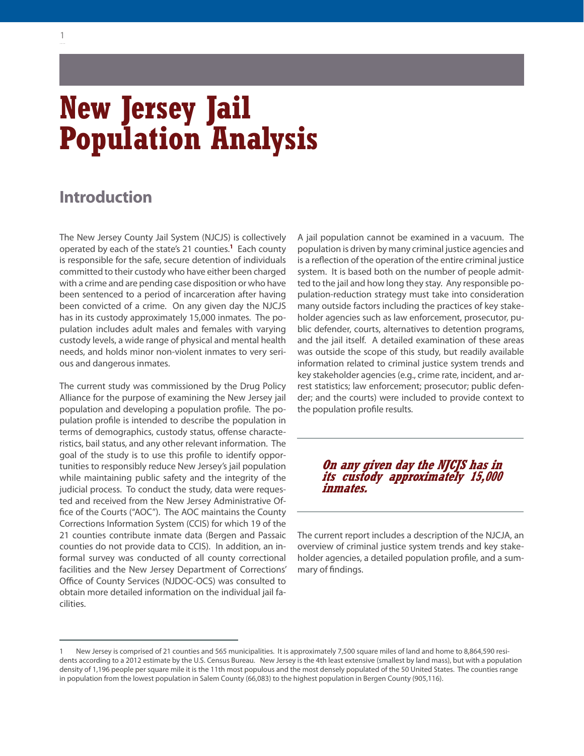# New Jersey Jail Population Analysis

## Introduction

The New Jersey County Jail System (NJCJS) is collectively operated by each of the state's 21 counties.[1] Each county is responsible for the safe, secure detention of individuals committed to their custody who have either been charged with a crime and are pending case disposition or who have been sentenced to a period of incarceration after having been convicted of a crime. On any given day the NJCJS has in its custody approximately 15,000 inmates. The population includes adult males and females with varying custody levels, a wide range of physical and mental health needs, and holds minor non-violent inmates to very serious and dangerous inmates.

The current study was commissioned by the Drug Policy Alliance for the purpose of examining the New Jersey jail population and developing a population profile. The population profile is intended to describe the population in terms of demographics, custody status, offense characteristics, bail status, and any other relevant information. The goal of the study is to use this profile to identify opportunities to responsibly reduce New Jersey's jail population while maintaining public safety and the integrity of the judicial process. To conduct the study, data were requested and received from the New Jersey Administrative Office of the Courts ("AOC"). The AOC maintains the County Corrections Information System (CCIS) for which 19 of the 21 counties contribute inmate data (Bergen and Passaic counties do not provide data to CCIS). In addition, an informal survey was conducted of all county correctional facilities and the New Jersey Department of Corrections' Office of County Services (NJDOC-OCS) was consulted to obtain more detailed information on the individual jail facilities.

A jail population cannot be examined in a vacuum. The population is driven by many criminal justice agencies and is a reflection of the operation of the entire criminal justice system. It is based both on the number of people admitted to the jail and how long they stay. Any responsible population-reduction strategy must take into consideration many outside factors including the practices of key stakeholder agencies such as law enforcement, prosecutor, public defender, courts, alternatives to detention programs, and the jail itself. A detailed examination of these areas was outside the scope of this study, but readily available information related to criminal justice system trends and key stakeholder agencies (e.g., crime rate, incident, and arrest statistics; law enforcement; prosecutor; public defender; and the courts) were included to provide context to the population profile results.

> ***On any given day the NJCJS has in its custody approximately 15,000 inmates.***

The current report includes a description of the NJCJA, an overview of criminal justice system trends and key stakeholder agencies, a detailed population profile, and a summary of findings.

---

[1] New Jersey is comprised of 21 counties and 565 municipalities. It is approximately 7,500 square miles of land and home to 8,864,590 residents according to a 2012 estimate by the U.S. Census Bureau. New Jersey is the 4th least extensive (smallest by land mass), but with a population density of 1,196 people per square mile it is the 11th most populous and the most densely populated of the 50 United States. The counties range in population from the lowest population in Salem County (66,083) to the highest population in Bergen County (905,116).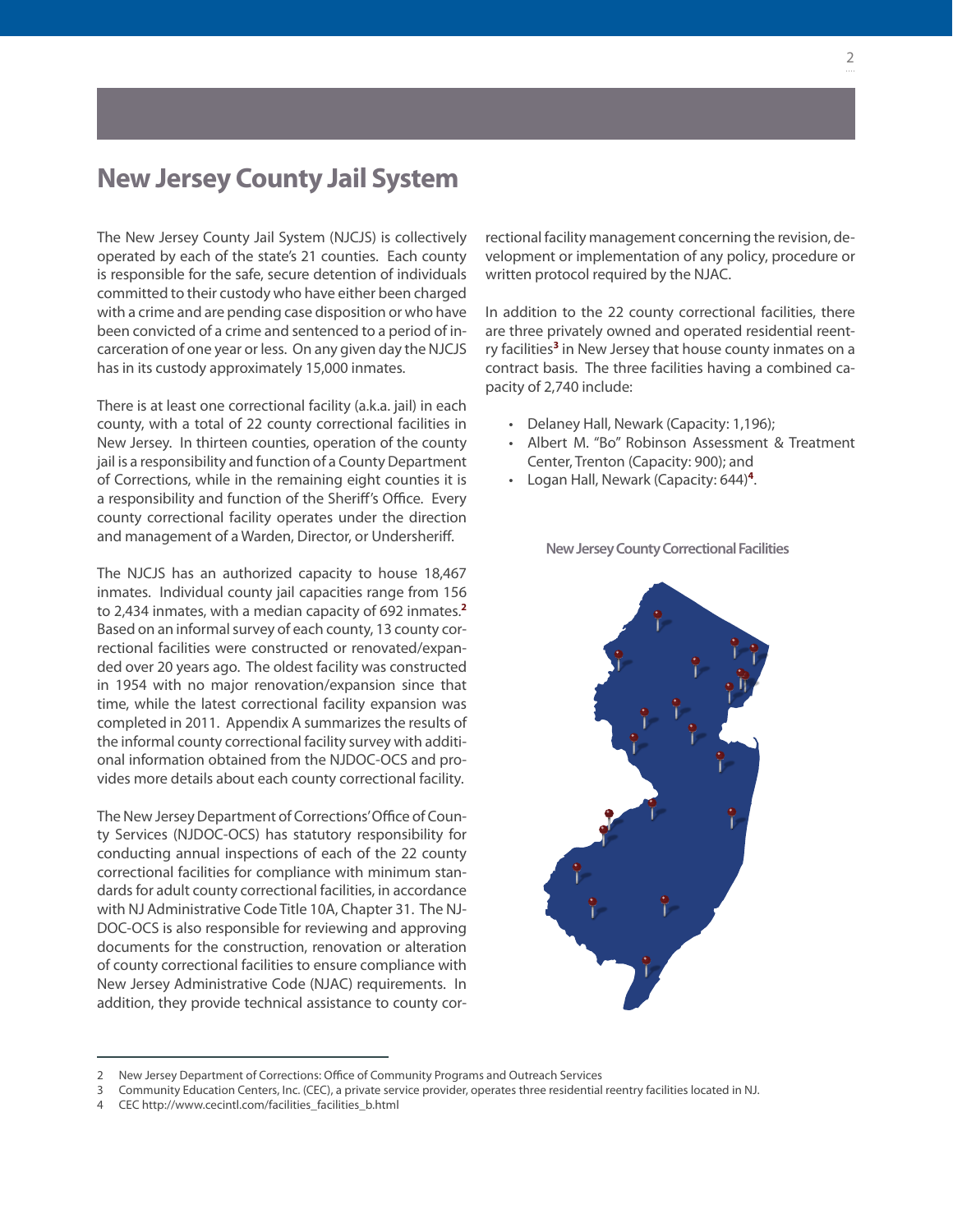# New Jersey County Jail System

The New Jersey County Jail System (NJCJS) is collectively operated by each of the state's 21 counties. Each county is responsible for the safe, secure detention of individuals committed to their custody who have either been charged with a crime and are pending case disposition or who have been convicted of a crime and sentenced to a period of incarceration of one year or less. On any given day the NJCJS has in its custody approximately 15,000 inmates.

There is at least one correctional facility (a.k.a. jail) in each county, with a total of 22 county correctional facilities in New Jersey. In thirteen counties, operation of the county jail is a responsibility and function of a County Department of Corrections, while in the remaining eight counties it is a responsibility and function of the Sheriff's Office. Every county correctional facility operates under the direction and management of a Warden, Director, or Undersheriff.

The NJCJS has an authorized capacity to house 18,467 inmates. Individual county jail capacities range from 156 to 2,434 inmates, with a median capacity of 692 inmates.[2] Based on an informal survey of each county, 13 county correctional facilities were constructed or renovated/expanded over 20 years ago. The oldest facility was constructed in 1954 with no major renovation/expansion since that time, while the latest correctional facility expansion was completed in 2011. Appendix A summarizes the results of the informal county correctional facility survey with additional information obtained from the NJDOC-OCS and provides more details about each county correctional facility.

The New Jersey Department of Corrections' Office of County Services (NJDOC-OCS) has statutory responsibility for conducting annual inspections of each of the 22 county correctional facilities for compliance with minimum standards for adult county correctional facilities, in accordance with NJ Administrative Code Title 10A, Chapter 31. The NJDOC-OCS is also responsible for reviewing and approving documents for the construction, renovation or alteration of county correctional facilities to ensure compliance with New Jersey Administrative Code (NJAC) requirements. In addition, they provide technical assistance to county correctional facility management concerning the revision, development or implementation of any policy, procedure or written protocol required by the NJAC.

In addition to the 22 county correctional facilities, there are three privately owned and operated residential reentry facilities[3] in New Jersey that house county inmates on a contract basis. The three facilities having a combined capacity of 2,740 include:

- Delaney Hall, Newark (Capacity: 1,196);
- Albert M. "Bo" Robinson Assessment & Treatment Center, Trenton (Capacity: 900); and
- Logan Hall, Newark (Capacity: 644)[4].

New Jersey County Correctional Facilities

2 New Jersey Department of Corrections: Office of Community Programs and Outreach Services

3 Community Education Centers, Inc. (CEC), a private service provider, operates three residential reentry facilities located in NJ.

4 CEC http://www.cecintl.com/facilities_facilities_b.html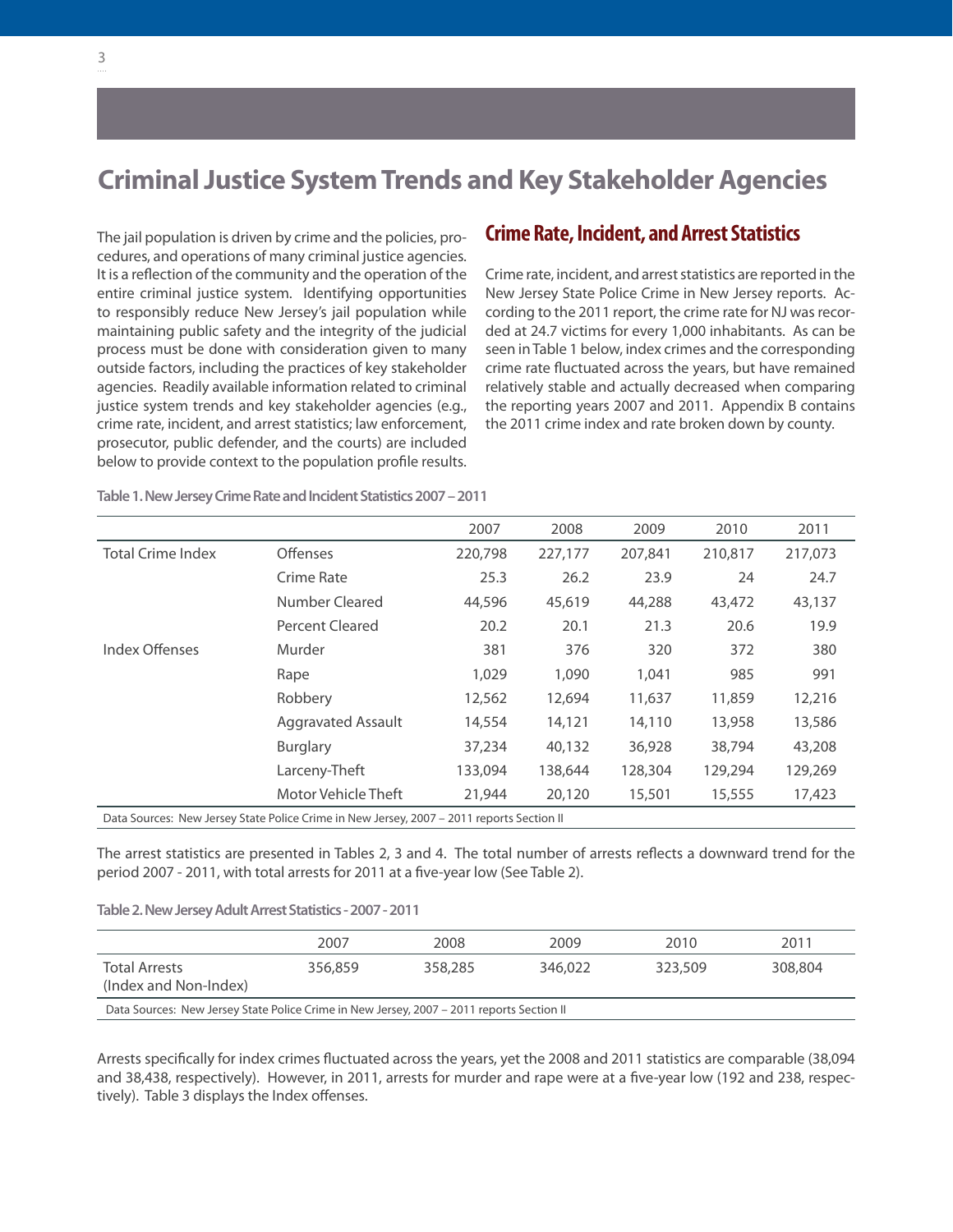# Criminal Justice System Trends and Key Stakeholder Agencies

The jail population is driven by crime and the policies, procedures, and operations of many criminal justice agencies. It is a reflection of the community and the operation of the entire criminal justice system. Identifying opportunities to responsibly reduce New Jersey's jail population while maintaining public safety and the integrity of the judicial process must be done with consideration given to many outside factors, including the practices of key stakeholder agencies. Readily available information related to criminal justice system trends and key stakeholder agencies (e.g., crime rate, incident, and arrest statistics; law enforcement, prosecutor, public defender, and the courts) are included below to provide context to the population profile results.

## Crime Rate, Incident, and Arrest Statistics

Crime rate, incident, and arrest statistics are reported in the New Jersey State Police Crime in New Jersey reports. According to the 2011 report, the crime rate for NJ was recorded at 24.7 victims for every 1,000 inhabitants. As can be seen in Table 1 below, index crimes and the corresponding crime rate fluctuated across the years, but have remained relatively stable and actually decreased when comparing the reporting years 2007 and 2011. Appendix B contains the 2011 crime index and rate broken down by county.

**Table 1. New Jersey Crime Rate and Incident Statistics 2007 – 2011**

| | | 2007 | 2008 | 2009 | 2010 | 2011 |
|---|---|---|---|---|---|---|
| Total Crime Index | Offenses | 220,798 | 227,177 | 207,841 | 210,817 | 217,073 |
| | Crime Rate | 25.3 | 26.2 | 23.9 | 24 | 24.7 |
| | Number Cleared | 44,596 | 45,619 | 44,288 | 43,472 | 43,137 |
| | Percent Cleared | 20.2 | 20.1 | 21.3 | 20.6 | 19.9 |
| Index Offenses | Murder | 381 | 376 | 320 | 372 | 380 |
| | Rape | 1,029 | 1,090 | 1,041 | 985 | 991 |
| | Robbery | 12,562 | 12,694 | 11,637 | 11,859 | 12,216 |
| | Aggravated Assault | 14,554 | 14,121 | 14,110 | 13,958 | 13,586 |
| | Burglary | 37,234 | 40,132 | 36,928 | 38,794 | 43,208 |
| | Larceny-Theft | 133,094 | 138,644 | 128,304 | 129,294 | 129,269 |
| | Motor Vehicle Theft | 21,944 | 20,120 | 15,501 | 15,555 | 17,423 |

Data Sources: New Jersey State Police Crime in New Jersey, 2007 – 2011 reports Section II

The arrest statistics are presented in Tables 2, 3 and 4. The total number of arrests reflects a downward trend for the period 2007 - 2011, with total arrests for 2011 at a five-year low (See Table 2).

**Table 2. New Jersey Adult Arrest Statistics - 2007 - 2011**

| | 2007 | 2008 | 2009 | 2010 | 2011 |
|---|---|---|---|---|---|
| Total Arrests (Index and Non-Index) | 356,859 | 358,285 | 346,022 | 323,509 | 308,804 |

Data Sources: New Jersey State Police Crime in New Jersey, 2007 – 2011 reports Section II

Arrests specifically for index crimes fluctuated across the years, yet the 2008 and 2011 statistics are comparable (38,094 and 38,438, respectively). However, in 2011, arrests for murder and rape were at a five-year low (192 and 238, respectively). Table 3 displays the Index offenses.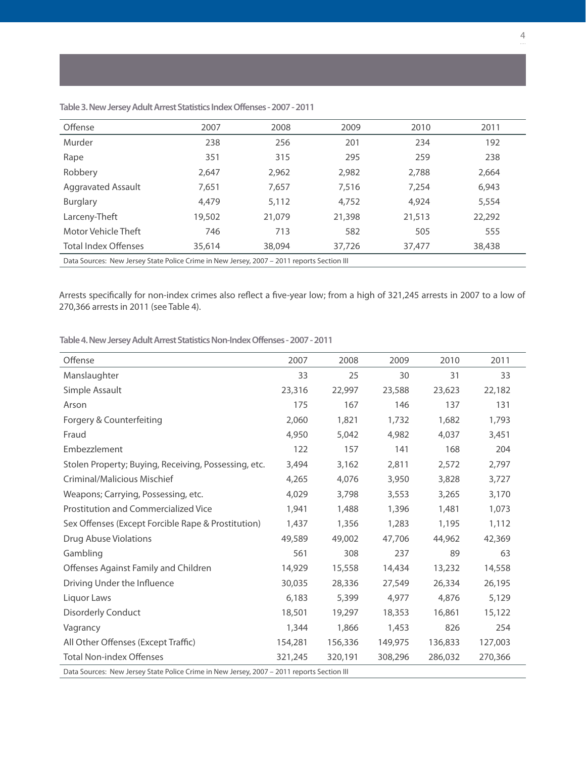**Table 3. New Jersey Adult Arrest Statistics Index Offenses - 2007 - 2011**

| Offense | 2007 | 2008 | 2009 | 2010 | 2011 |
|---|---|---|---|---|---|
| Murder | 238 | 256 | 201 | 234 | 192 |
| Rape | 351 | 315 | 295 | 259 | 238 |
| Robbery | 2,647 | 2,962 | 2,982 | 2,788 | 2,664 |
| Aggravated Assault | 7,651 | 7,657 | 7,516 | 7,254 | 6,943 |
| Burglary | 4,479 | 5,112 | 4,752 | 4,924 | 5,554 |
| Larceny-Theft | 19,502 | 21,079 | 21,398 | 21,513 | 22,292 |
| Motor Vehicle Theft | 746 | 713 | 582 | 505 | 555 |
| Total Index Offenses | 35,614 | 38,094 | 37,726 | 37,477 | 38,438 |

Data Sources: New Jersey State Police Crime in New Jersey, 2007 – 2011 reports Section III

Arrests specifically for non-index crimes also reflect a five-year low; from a high of 321,245 arrests in 2007 to a low of 270,366 arrests in 2011 (see Table 4).

**Table 4. New Jersey Adult Arrest Statistics Non-Index Offenses - 2007 - 2011**

| Offense | 2007 | 2008 | 2009 | 2010 | 2011 |
|---|---|---|---|---|---|
| Manslaughter | 33 | 25 | 30 | 31 | 33 |
| Simple Assault | 23,316 | 22,997 | 23,588 | 23,623 | 22,182 |
| Arson | 175 | 167 | 146 | 137 | 131 |
| Forgery & Counterfeiting | 2,060 | 1,821 | 1,732 | 1,682 | 1,793 |
| Fraud | 4,950 | 5,042 | 4,982 | 4,037 | 3,451 |
| Embezzlement | 122 | 157 | 141 | 168 | 204 |
| Stolen Property; Buying, Receiving, Possessing, etc. | 3,494 | 3,162 | 2,811 | 2,572 | 2,797 |
| Criminal/Malicious Mischief | 4,265 | 4,076 | 3,950 | 3,828 | 3,727 |
| Weapons; Carrying, Possessing, etc. | 4,029 | 3,798 | 3,553 | 3,265 | 3,170 |
| Prostitution and Commercialized Vice | 1,941 | 1,488 | 1,396 | 1,481 | 1,073 |
| Sex Offenses (Except Forcible Rape & Prostitution) | 1,437 | 1,356 | 1,283 | 1,195 | 1,112 |
| Drug Abuse Violations | 49,589 | 49,002 | 47,706 | 44,962 | 42,369 |
| Gambling | 561 | 308 | 237 | 89 | 63 |
| Offenses Against Family and Children | 14,929 | 15,558 | 14,434 | 13,232 | 14,558 |
| Driving Under the Influence | 30,035 | 28,336 | 27,549 | 26,334 | 26,195 |
| Liquor Laws | 6,183 | 5,399 | 4,977 | 4,876 | 5,129 |
| Disorderly Conduct | 18,501 | 19,297 | 18,353 | 16,861 | 15,122 |
| Vagrancy | 1,344 | 1,866 | 1,453 | 826 | 254 |
| All Other Offenses (Except Traffic) | 154,281 | 156,336 | 149,975 | 136,833 | 127,003 |
| Total Non-index Offenses | 321,245 | 320,191 | 308,296 | 286,032 | 270,366 |

Data Sources: New Jersey State Police Crime in New Jersey, 2007 – 2011 reports Section III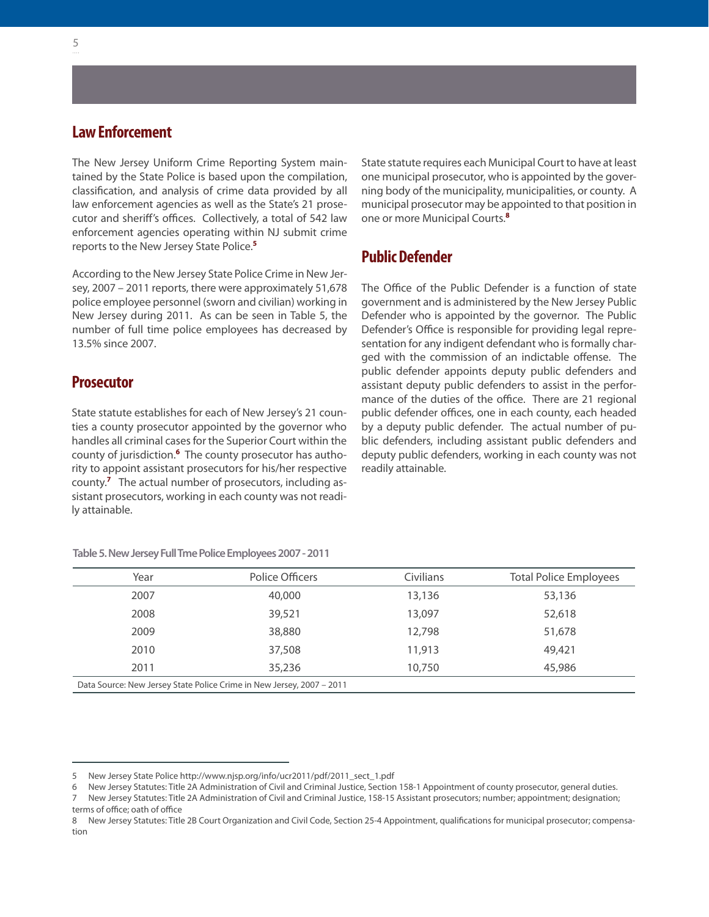## Law Enforcement

The New Jersey Uniform Crime Reporting System maintained by the State Police is based upon the compilation, classification, and analysis of crime data provided by all law enforcement agencies as well as the State's 21 prosecutor and sheriff's offices. Collectively, a total of 542 law enforcement agencies operating within NJ submit crime reports to the New Jersey State Police.[5]

According to the New Jersey State Police Crime in New Jersey, 2007 – 2011 reports, there were approximately 51,678 police employee personnel (sworn and civilian) working in New Jersey during 2011. As can be seen in Table 5, the number of full time police employees has decreased by 13.5% since 2007.

## Prosecutor

State statute establishes for each of New Jersey's 21 counties a county prosecutor appointed by the governor who handles all criminal cases for the Superior Court within the county of jurisdiction.[6] The county prosecutor has authority to appoint assistant prosecutors for his/her respective county.[7] The actual number of prosecutors, including assistant prosecutors, working in each county was not readily attainable.

State statute requires each Municipal Court to have at least one municipal prosecutor, who is appointed by the governing body of the municipality, municipalities, or county. A municipal prosecutor may be appointed to that position in one or more Municipal Courts.[8]

## Public Defender

The Office of the Public Defender is a function of state government and is administered by the New Jersey Public Defender who is appointed by the governor. The Public Defender's Office is responsible for providing legal representation for any indigent defendant who is formally charged with the commission of an indictable offense. The public defender appoints deputy public defenders and assistant deputy public defenders to assist in the performance of the duties of the office. There are 21 regional public defender offices, one in each county, each headed by a deputy public defender. The actual number of public defenders, including assistant public defenders and deputy public defenders, working in each county was not readily attainable.

**Table 5. New Jersey Full Tme Police Employees 2007 - 2011**

| Year | Police Officers | Civilians | Total Police Employees |
|---|---|---|---|
| 2007 | 40,000 | 13,136 | 53,136 |
| 2008 | 39,521 | 13,097 | 52,618 |
| 2009 | 38,880 | 12,798 | 51,678 |
| 2010 | 37,508 | 11,913 | 49,421 |
| 2011 | 35,236 | 10,750 | 45,986 |

Data Source: New Jersey State Police Crime in New Jersey, 2007 – 2011

---

5 New Jersey State Police http://www.njsp.org/info/ucr2011/pdf/2011_sect_1.pdf

6 New Jersey Statutes: Title 2A Administration of Civil and Criminal Justice, Section 158-1 Appointment of county prosecutor, general duties.

7 New Jersey Statutes: Title 2A Administration of Civil and Criminal Justice, 158-15 Assistant prosecutors; number; appointment; designation; terms of office; oath of office

8 New Jersey Statutes: Title 2B Court Organization and Civil Code, Section 25-4 Appointment, qualifications for municipal prosecutor; compensation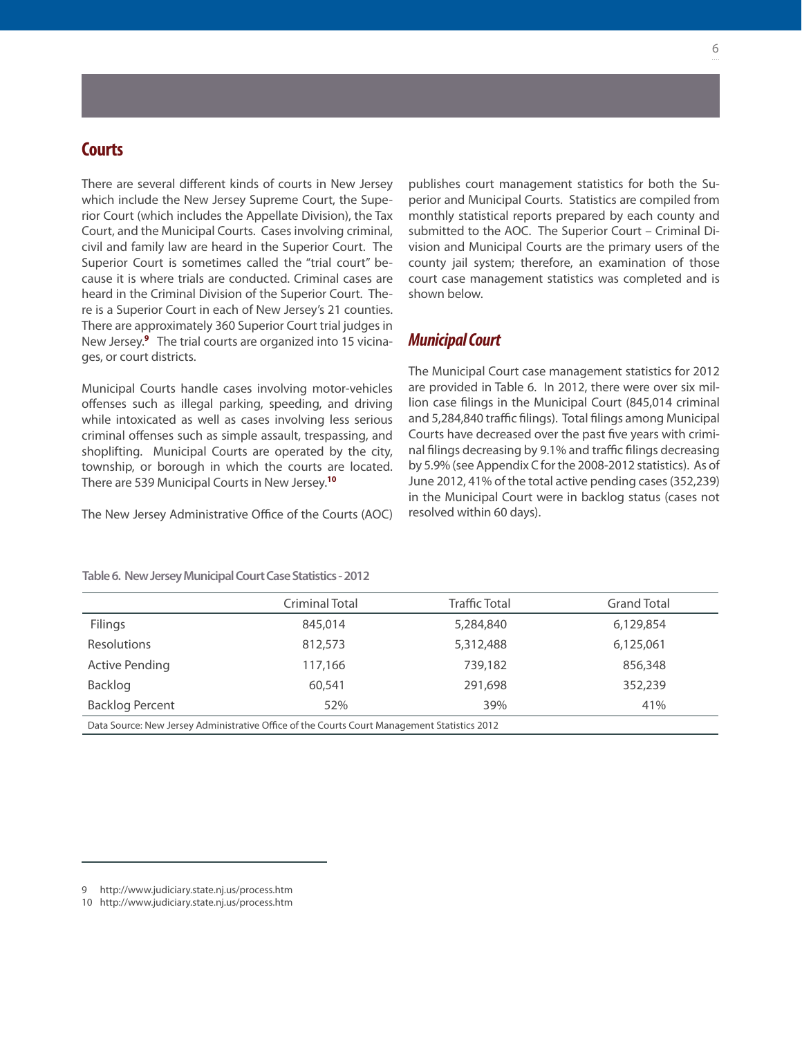## Courts

There are several different kinds of courts in New Jersey which include the New Jersey Supreme Court, the Superior Court (which includes the Appellate Division), the Tax Court, and the Municipal Courts. Cases involving criminal, civil and family law are heard in the Superior Court. The Superior Court is sometimes called the "trial court" because it is where trials are conducted. Criminal cases are heard in the Criminal Division of the Superior Court. There is a Superior Court in each of New Jersey's 21 counties. There are approximately 360 Superior Court trial judges in New Jersey.[9] The trial courts are organized into 15 vicinages, or court districts.

Municipal Courts handle cases involving motor-vehicles offenses such as illegal parking, speeding, and driving while intoxicated as well as cases involving less serious criminal offenses such as simple assault, trespassing, and shoplifting. Municipal Courts are operated by the city, township, or borough in which the courts are located. There are 539 Municipal Courts in New Jersey.[10]

The New Jersey Administrative Office of the Courts (AOC) publishes court management statistics for both the Superior and Municipal Courts. Statistics are compiled from monthly statistical reports prepared by each county and submitted to the AOC. The Superior Court – Criminal Division and Municipal Courts are the primary users of the county jail system; therefore, an examination of those court case management statistics was completed and is shown below.

### *Municipal Court*

The Municipal Court case management statistics for 2012 are provided in Table 6. In 2012, there were over six million case filings in the Municipal Court (845,014 criminal and 5,284,840 traffic filings). Total filings among Municipal Courts have decreased over the past five years with criminal filings decreasing by 9.1% and traffic filings decreasing by 5.9% (see Appendix C for the 2008-2012 statistics). As of June 2012, 41% of the total active pending cases (352,239) in the Municipal Court were in backlog status (cases not resolved within 60 days).

**Table 6. New Jersey Municipal Court Case Statistics - 2012**

| | Criminal Total | Traffic Total | Grand Total |
|---|---|---|---|
| Filings | 845,014 | 5,284,840 | 6,129,854 |
| Resolutions | 812,573 | 5,312,488 | 6,125,061 |
| Active Pending | 117,166 | 739,182 | 856,348 |
| Backlog | 60,541 | 291,698 | 352,239 |
| Backlog Percent | 52% | 39% | 41% |

Data Source: New Jersey Administrative Office of the Courts Court Management Statistics 2012

9 http://www.judiciary.state.nj.us/process.htm
10 http://www.judiciary.state.nj.us/process.htm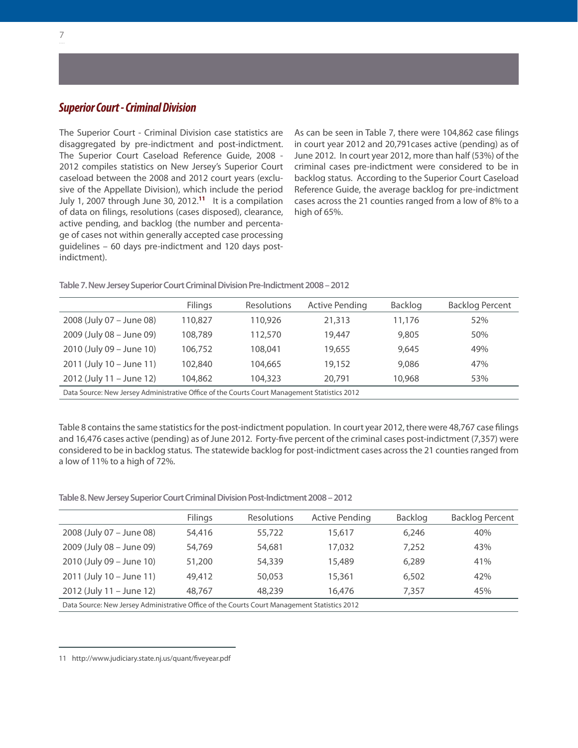## *Superior Court - Criminal Division*

The Superior Court - Criminal Division case statistics are disaggregated by pre-indictment and post-indictment. The Superior Court Caseload Reference Guide, 2008 - 2012 compiles statistics on New Jersey's Superior Court caseload between the 2008 and 2012 court years (exclusive of the Appellate Division), which include the period July 1, 2007 through June 30, 2012.[11] It is a compilation of data on filings, resolutions (cases disposed), clearance, active pending, and backlog (the number and percentage of cases not within generally accepted case processing guidelines – 60 days pre-indictment and 120 days post-indictment).

As can be seen in Table 7, there were 104,862 case filings in court year 2012 and 20,791cases active (pending) as of June 2012. In court year 2012, more than half (53%) of the criminal cases pre-indictment were considered to be in backlog status. According to the Superior Court Caseload Reference Guide, the average backlog for pre-indictment cases across the 21 counties ranged from a low of 8% to a high of 65%.

**Table 7. New Jersey Superior Court Criminal Division Pre-Indictment 2008 – 2012**

| | Filings | Resolutions | Active Pending | Backlog | Backlog Percent |
|---|---|---|---|---|---|
| 2008 (July 07 – June 08) | 110,827 | 110,926 | 21,313 | 11,176 | 52% |
| 2009 (July 08 – June 09) | 108,789 | 112,570 | 19,447 | 9,805 | 50% |
| 2010 (July 09 – June 10) | 106,752 | 108,041 | 19,655 | 9,645 | 49% |
| 2011 (July 10 – June 11) | 102,840 | 104,665 | 19,152 | 9,086 | 47% |
| 2012 (July 11 – June 12) | 104,862 | 104,323 | 20,791 | 10,968 | 53% |

Data Source: New Jersey Administrative Office of the Courts Court Management Statistics 2012

Table 8 contains the same statistics for the post-indictment population. In court year 2012, there were 48,767 case filings and 16,476 cases active (pending) as of June 2012. Forty-five percent of the criminal cases post-indictment (7,357) were considered to be in backlog status. The statewide backlog for post-indictment cases across the 21 counties ranged from a low of 11% to a high of 72%.

**Table 8. New Jersey Superior Court Criminal Division Post-Indictment 2008 – 2012**

| | Filings | Resolutions | Active Pending | Backlog | Backlog Percent |
|---|---|---|---|---|---|
| 2008 (July 07 – June 08) | 54,416 | 55,722 | 15,617 | 6,246 | 40% |
| 2009 (July 08 – June 09) | 54,769 | 54,681 | 17,032 | 7,252 | 43% |
| 2010 (July 09 – June 10) | 51,200 | 54,339 | 15,489 | 6,289 | 41% |
| 2011 (July 10 – June 11) | 49,412 | 50,053 | 15,361 | 6,502 | 42% |
| 2012 (July 11 – June 12) | 48,767 | 48,239 | 16,476 | 7,357 | 45% |

Data Source: New Jersey Administrative Office of the Courts Court Management Statistics 2012

11 http://www.judiciary.state.nj.us/quant/fiveyear.pdf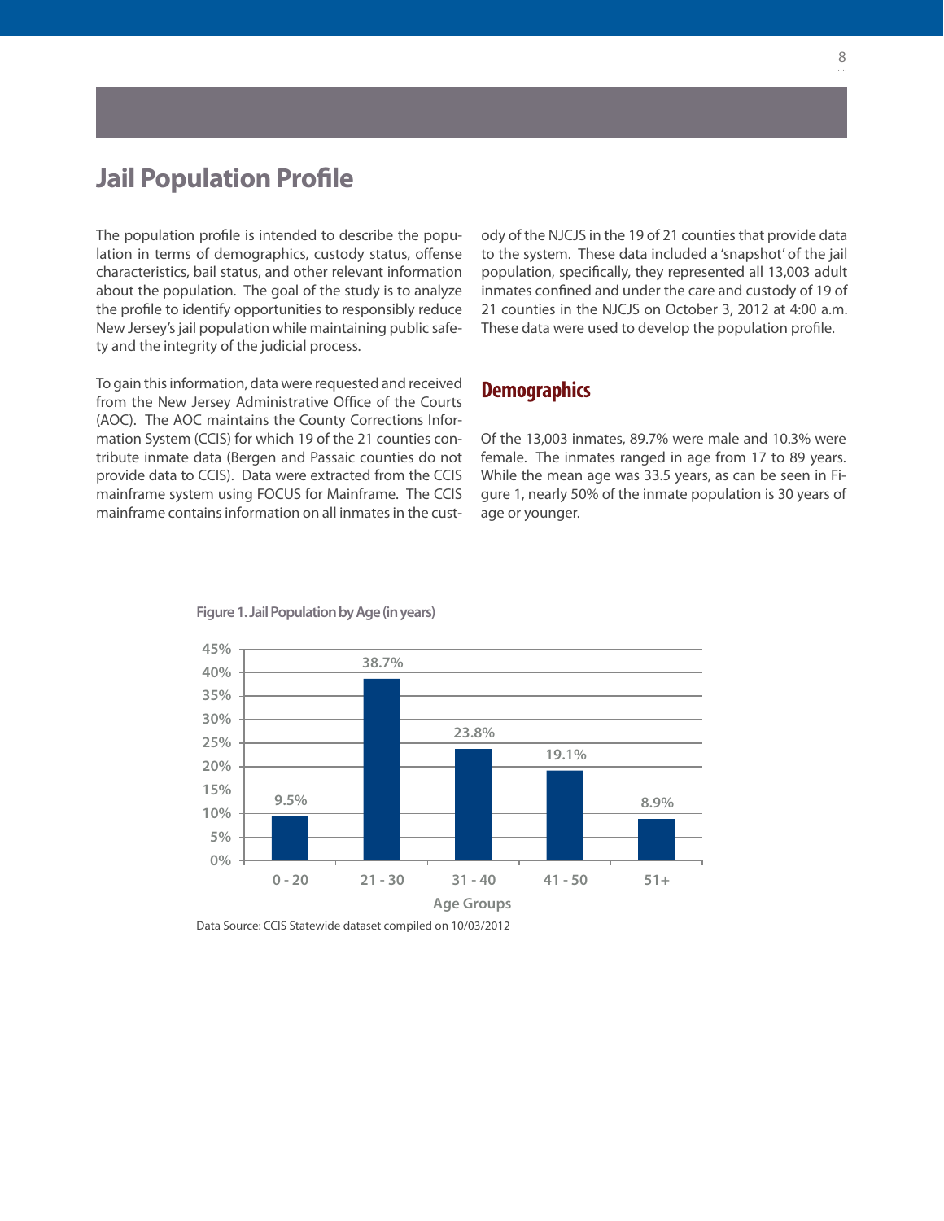# Jail Population Profile

The population profile is intended to describe the population in terms of demographics, custody status, offense characteristics, bail status, and other relevant information about the population. The goal of the study is to analyze the profile to identify opportunities to responsibly reduce New Jersey's jail population while maintaining public safety and the integrity of the judicial process.

To gain this information, data were requested and received from the New Jersey Administrative Office of the Courts (AOC). The AOC maintains the County Corrections Information System (CCIS) for which 19 of the 21 counties contribute inmate data (Bergen and Passaic counties do not provide data to CCIS). Data were extracted from the CCIS mainframe system using FOCUS for Mainframe. The CCIS mainframe contains information on all inmates in the custody of the NJCJS in the 19 of 21 counties that provide data to the system. These data included a 'snapshot' of the jail population, specifically, they represented all 13,003 adult inmates confined and under the care and custody of 19 of 21 counties in the NJCJS on October 3, 2012 at 4:00 a.m. These data were used to develop the population profile.

## Demographics

Of the 13,003 inmates, 89.7% were male and 10.3% were female. The inmates ranged in age from 17 to 89 years. While the mean age was 33.5 years, as can be seen in Figure 1, nearly 50% of the inmate population is 30 years of age or younger.

**Figure 1. Jail Population by Age (in years)**

| Age Groups | Percent |
|---|---|
| 0 - 20 | 9.5% |
| 21 - 30 | 38.7% |
| 31 - 40 | 23.8% |
| 41 - 50 | 19.1% |
| 51+ | 8.9% |

Data Source: CCIS Statewide dataset compiled on 10/03/2012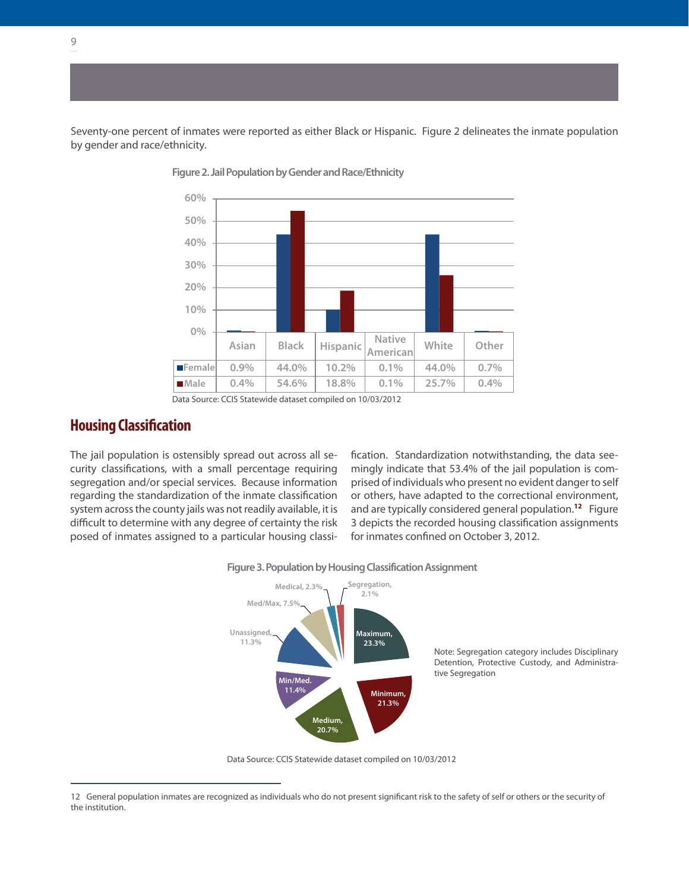Seventy-one percent of inmates were reported as either Black or Hispanic. Figure 2 delineates the inmate population by gender and race/ethnicity.

**Figure 2. Jail Population by Gender and Race/Ethnicity**

| | Asian | Black | Hispanic | Native American | White | Other |
|---|---|---|---|---|---|---|
| Female | 0.9% | 44.0% | 10.2% | 0.1% | 44.0% | 0.7% |
| Male | 0.4% | 54.6% | 18.8% | 0.1% | 25.7% | 0.4% |

Data Source: CCIS Statewide dataset compiled on 10/03/2012

## Housing Classification

The jail population is ostensibly spread out across all security classifications, with a small percentage requiring segregation and/or special services. Because information regarding the standardization of the inmate classification system across the county jails was not readily available, it is difficult to determine with any degree of certainty the risk posed of inmates assigned to a particular housing classification. Standardization notwithstanding, the data seemingly indicate that 53.4% of the jail population is comprised of individuals who present no evident danger to self or others, have adapted to the correctional environment, and are typically considered general population.[12] Figure 3 depicts the recorded housing classification assignments for inmates confined on October 3, 2012.

**Figure 3. Population by Housing Classification Assignment**

| Housing Classification | Percent |
|---|---|
| Maximum | 23.3% |
| Minimum | 21.3% |
| Medium | 20.7% |
| Min/Med. | 11.4% |
| Unassigned | 11.3% |
| Med/Max | 7.5% |
| Medical | 2.3% |
| Segregation | 2.1% |

Note: Segregation category includes Disciplinary Detention, Protective Custody, and Administrative Segregation

Data Source: CCIS Statewide dataset compiled on 10/03/2012

12 General population inmates are recognized as individuals who do not present significant risk to the safety of self or others or the security of the institution.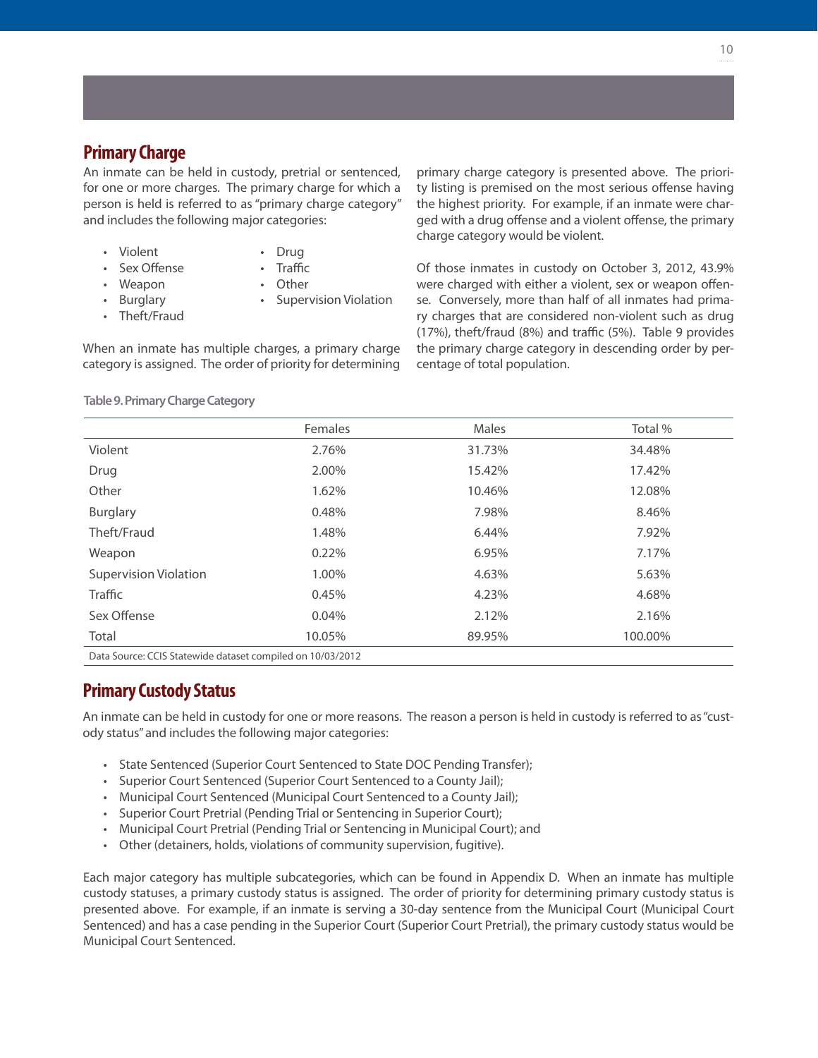## Primary Charge

An inmate can be held in custody, pretrial or sentenced, for one or more charges. The primary charge for which a person is held is referred to as "primary charge category" and includes the following major categories:

- Violent
- Sex Offense
- Weapon
- Burglary
- Theft/Fraud
- Drug
- Traffic
- Other
- Supervision Violation

When an inmate has multiple charges, a primary charge category is assigned. The order of priority for determining primary charge category is presented above. The priority listing is premised on the most serious offense having the highest priority. For example, if an inmate were charged with a drug offense and a violent offense, the primary charge category would be violent.

Of those inmates in custody on October 3, 2012, 43.9% were charged with either a violent, sex or weapon offense. Conversely, more than half of all inmates had primary charges that are considered non-violent such as drug (17%), theft/fraud (8%) and traffic (5%). Table 9 provides the primary charge category in descending order by percentage of total population.

**Table 9. Primary Charge Category**

| | Females | Males | Total % |
|---|---|---|---|
| Violent | 2.76% | 31.73% | 34.48% |
| Drug | 2.00% | 15.42% | 17.42% |
| Other | 1.62% | 10.46% | 12.08% |
| Burglary | 0.48% | 7.98% | 8.46% |
| Theft/Fraud | 1.48% | 6.44% | 7.92% |
| Weapon | 0.22% | 6.95% | 7.17% |
| Supervision Violation | 1.00% | 4.63% | 5.63% |
| Traffic | 0.45% | 4.23% | 4.68% |
| Sex Offense | 0.04% | 2.12% | 2.16% |
| Total | 10.05% | 89.95% | 100.00% |

Data Source: CCIS Statewide dataset compiled on 10/03/2012

## Primary Custody Status

An inmate can be held in custody for one or more reasons. The reason a person is held in custody is referred to as "custody status" and includes the following major categories:

- State Sentenced (Superior Court Sentenced to State DOC Pending Transfer);
- Superior Court Sentenced (Superior Court Sentenced to a County Jail);
- Municipal Court Sentenced (Municipal Court Sentenced to a County Jail);
- Superior Court Pretrial (Pending Trial or Sentencing in Superior Court);
- Municipal Court Pretrial (Pending Trial or Sentencing in Municipal Court); and
- Other (detainers, holds, violations of community supervision, fugitive).

Each major category has multiple subcategories, which can be found in Appendix D. When an inmate has multiple custody statuses, a primary custody status is assigned. The order of priority for determining primary custody status is presented above. For example, if an inmate is serving a 30-day sentence from the Municipal Court (Municipal Court Sentenced) and has a case pending in the Superior Court (Superior Court Pretrial), the primary custody status would be Municipal Court Sentenced.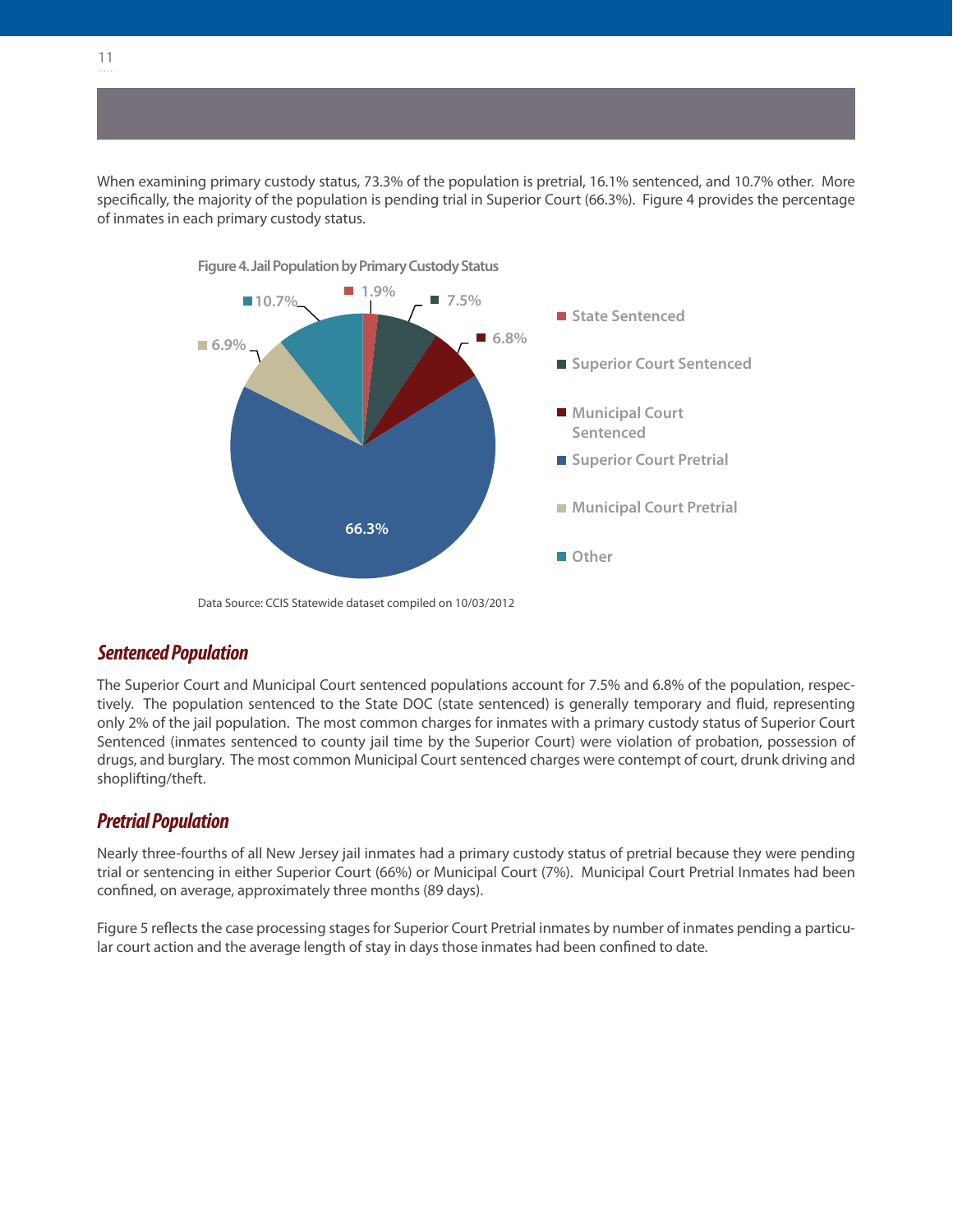When examining primary custody status, 73.3% of the population is pretrial, 16.1% sentenced, and 10.7% other. More specifically, the majority of the population is pending trial in Superior Court (66.3%). Figure 4 provides the percentage of inmates in each primary custody status.

**Figure 4. Jail Population by Primary Custody Status**

| Primary Custody Status | Percent |
|---|---|
| State Sentenced | 1.9% |
| Superior Court Sentenced | 7.5% |
| Municipal Court Sentenced | 6.8% |
| Superior Court Pretrial | 66.3% |
| Municipal Court Pretrial | 6.9% |
| Other | 10.7% |

Data Source: CCIS Statewide dataset compiled on 10/03/2012

### *Sentenced Population*

The Superior Court and Municipal Court sentenced populations account for 7.5% and 6.8% of the population, respectively. The population sentenced to the State DOC (state sentenced) is generally temporary and fluid, representing only 2% of the jail population. The most common charges for inmates with a primary custody status of Superior Court Sentenced (inmates sentenced to county jail time by the Superior Court) were violation of probation, possession of drugs, and burglary. The most common Municipal Court sentenced charges were contempt of court, drunk driving and shoplifting/theft.

### *Pretrial Population*

Nearly three-fourths of all New Jersey jail inmates had a primary custody status of pretrial because they were pending trial or sentencing in either Superior Court (66%) or Municipal Court (7%). Municipal Court Pretrial Inmates had been confined, on average, approximately three months (89 days).

Figure 5 reflects the case processing stages for Superior Court Pretrial inmates by number of inmates pending a particular court action and the average length of stay in days those inmates had been confined to date.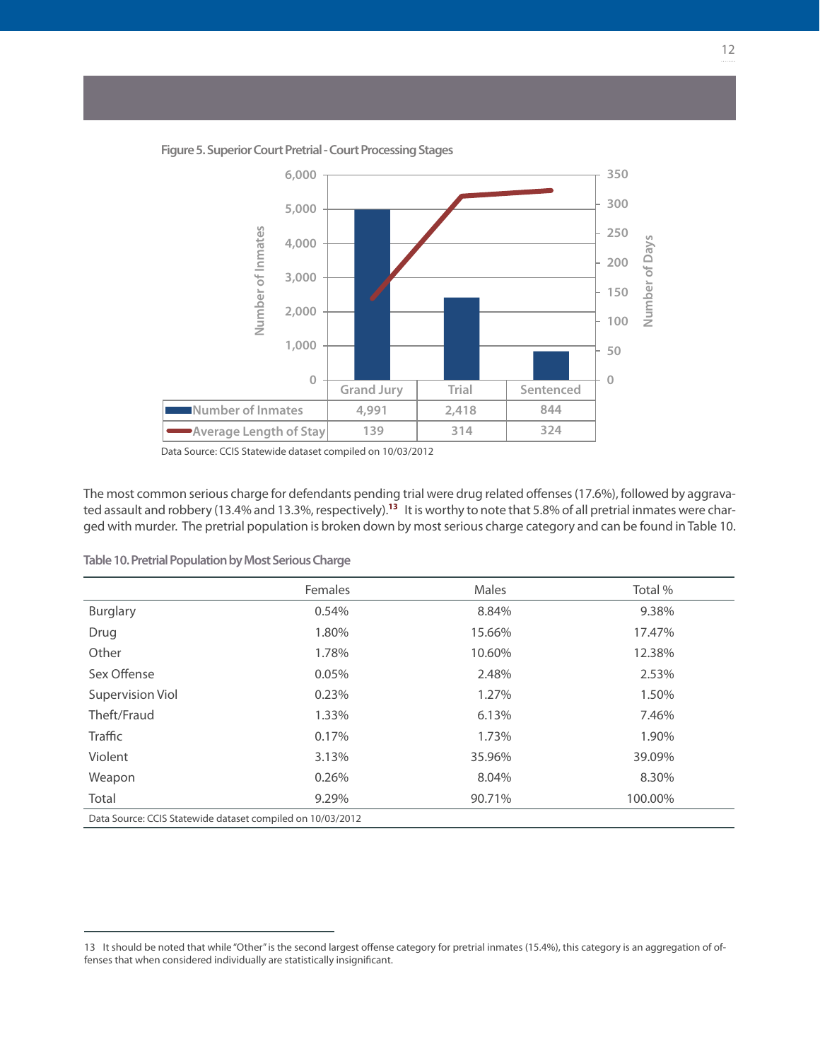**Figure 5. Superior Court Pretrial - Court Processing Stages**

| | Grand Jury | Trial | Sentenced |
|---|---|---|---|
| Number of Inmates | 4,991 | 2,418 | 844 |
| Average Length of Stay | 139 | 314 | 324 |

Data Source: CCIS Statewide dataset compiled on 10/03/2012

The most common serious charge for defendants pending trial were drug related offenses (17.6%), followed by aggravated assault and robbery (13.4% and 13.3%, respectively).[13] It is worthy to note that 5.8% of all pretrial inmates were charged with murder. The pretrial population is broken down by most serious charge category and can be found in Table 10.

**Table 10. Pretrial Population by Most Serious Charge**

| | Females | Males | Total % |
|---|---|---|---|
| Burglary | 0.54% | 8.84% | 9.38% |
| Drug | 1.80% | 15.66% | 17.47% |
| Other | 1.78% | 10.60% | 12.38% |
| Sex Offense | 0.05% | 2.48% | 2.53% |
| Supervision Viol | 0.23% | 1.27% | 1.50% |
| Theft/Fraud | 1.33% | 6.13% | 7.46% |
| Traffic | 0.17% | 1.73% | 1.90% |
| Violent | 3.13% | 35.96% | 39.09% |
| Weapon | 0.26% | 8.04% | 8.30% |
| Total | 9.29% | 90.71% | 100.00% |

Data Source: CCIS Statewide dataset compiled on 10/03/2012

---

13 It should be noted that while "Other" is the second largest offense category for pretrial inmates (15.4%), this category is an aggregation of offenses that when considered individually are statistically insignificant.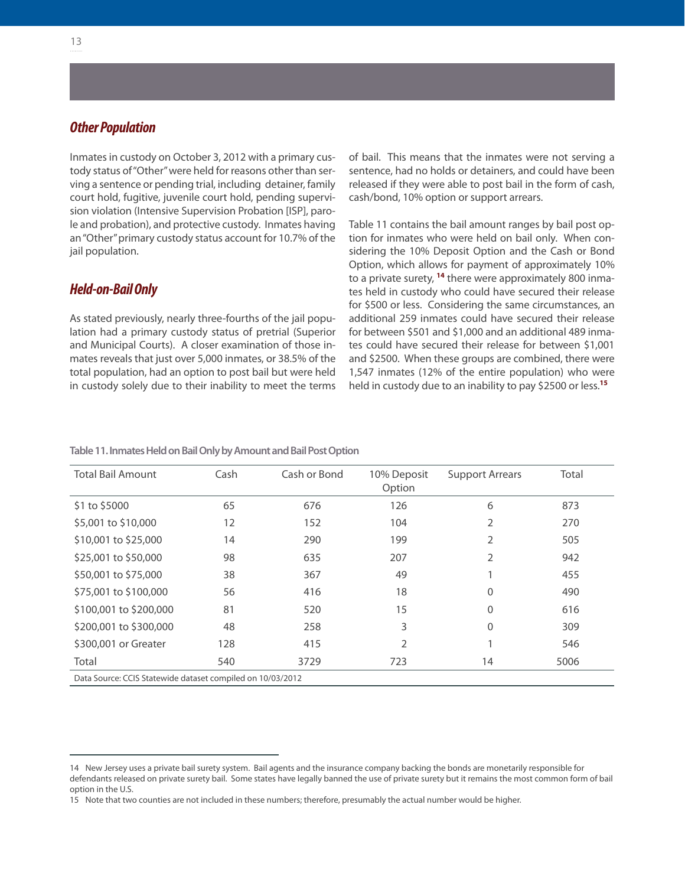## *Other Population*

Inmates in custody on October 3, 2012 with a primary custody status of "Other" were held for reasons other than serving a sentence or pending trial, including detainer, family court hold, fugitive, juvenile court hold, pending supervision violation (Intensive Supervision Probation [ISP], parole and probation), and protective custody. Inmates having an "Other" primary custody status account for 10.7% of the jail population.

## *Held-on-Bail Only*

As stated previously, nearly three-fourths of the jail population had a primary custody status of pretrial (Superior and Municipal Courts). A closer examination of those inmates reveals that just over 5,000 inmates, or 38.5% of the total population, had an option to post bail but were held in custody solely due to their inability to meet the terms of bail. This means that the inmates were not serving a sentence, had no holds or detainers, and could have been released if they were able to post bail in the form of cash, cash/bond, 10% option or support arrears.

Table 11 contains the bail amount ranges by bail post option for inmates who were held on bail only. When considering the 10% Deposit Option and the Cash or Bond Option, which allows for payment of approximately 10% to a private surety, [14] there were approximately 800 inmates held in custody who could have secured their release for $500 or less. Considering the same circumstances, an additional 259 inmates could have secured their release for between $501 and $1,000 and an additional 489 inmates could have secured their release for between $1,001 and $2500. When these groups are combined, there were 1,547 inmates (12% of the entire population) who were held in custody due to an inability to pay $2500 or less.[15]

**Table 11. Inmates Held on Bail Only by Amount and Bail Post Option**

| Total Bail Amount | Cash | Cash or Bond | 10% Deposit Option | Support Arrears | Total |
|---|---|---|---|---|---|
| $1 to $5000 | 65 | 676 | 126 | 6 | 873 |
| $5,001 to $10,000 | 12 | 152 | 104 | 2 | 270 |
| $10,001 to $25,000 | 14 | 290 | 199 | 2 | 505 |
| $25,001 to $50,000 | 98 | 635 | 207 | 2 | 942 |
| $50,001 to $75,000 | 38 | 367 | 49 | 1 | 455 |
| $75,001 to $100,000 | 56 | 416 | 18 | 0 | 490 |
| $100,001 to $200,000 | 81 | 520 | 15 | 0 | 616 |
| $200,001 to $300,000 | 48 | 258 | 3 | 0 | 309 |
| $300,001 or Greater | 128 | 415 | 2 | 1 | 546 |
| Total | 540 | 3729 | 723 | 14 | 5006 |

Data Source: CCIS Statewide dataset compiled on 10/03/2012

14 New Jersey uses a private bail surety system. Bail agents and the insurance company backing the bonds are monetarily responsible for defendants released on private surety bail. Some states have legally banned the use of private surety but it remains the most common form of bail option in the U.S.

15 Note that two counties are not included in these numbers; therefore, presumably the actual number would be higher.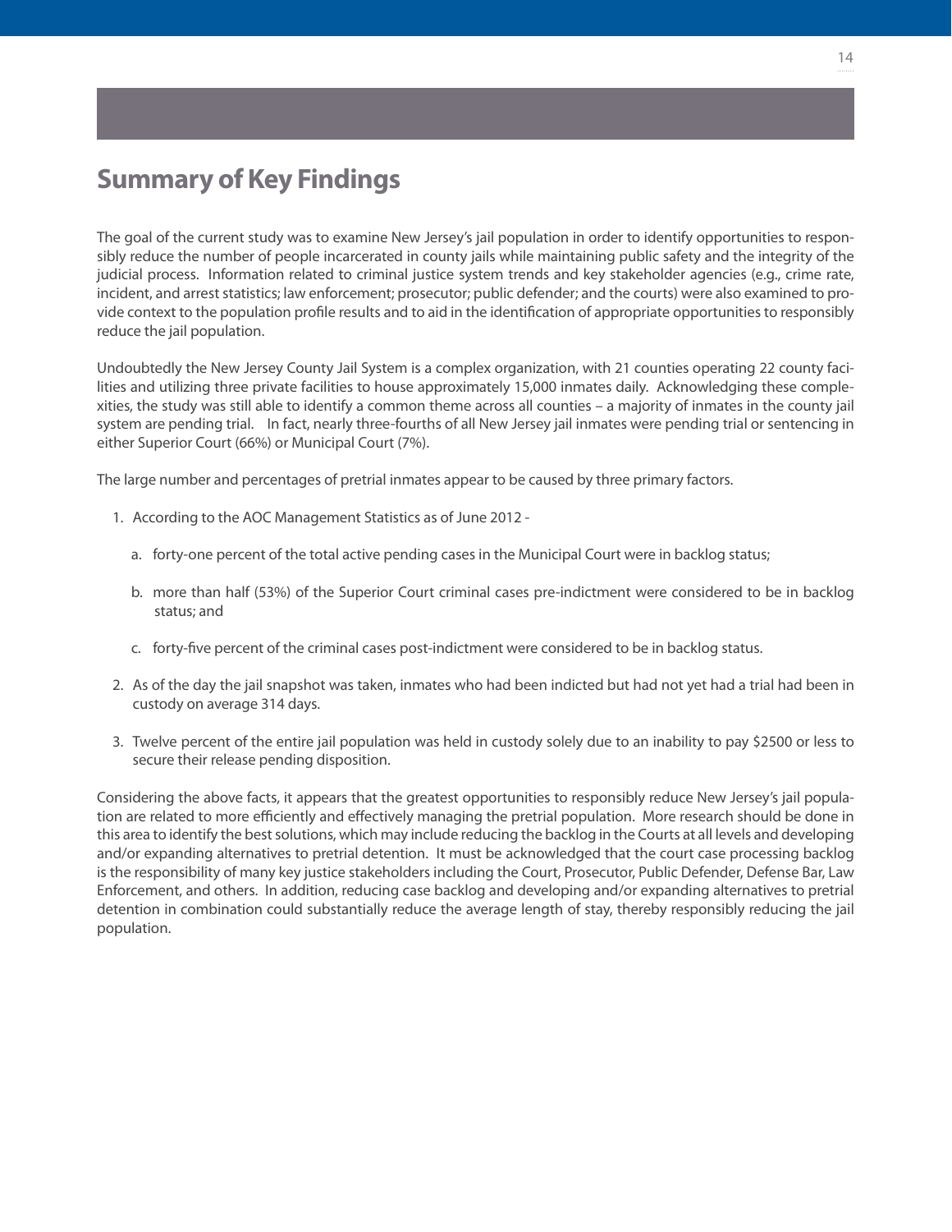# Summary of Key Findings

The goal of the current study was to examine New Jersey's jail population in order to identify opportunities to responsibly reduce the number of people incarcerated in county jails while maintaining public safety and the integrity of the judicial process. Information related to criminal justice system trends and key stakeholder agencies (e.g., crime rate, incident, and arrest statistics; law enforcement; prosecutor; public defender; and the courts) were also examined to provide context to the population profile results and to aid in the identification of appropriate opportunities to responsibly reduce the jail population.

Undoubtedly the New Jersey County Jail System is a complex organization, with 21 counties operating 22 county facilities and utilizing three private facilities to house approximately 15,000 inmates daily. Acknowledging these complexities, the study was still able to identify a common theme across all counties – a majority of inmates in the county jail system are pending trial. In fact, nearly three-fourths of all New Jersey jail inmates were pending trial or sentencing in either Superior Court (66%) or Municipal Court (7%).

The large number and percentages of pretrial inmates appear to be caused by three primary factors.

1. According to the AOC Management Statistics as of June 2012 -
   a. forty-one percent of the total active pending cases in the Municipal Court were in backlog status;
   b. more than half (53%) of the Superior Court criminal cases pre-indictment were considered to be in backlog status; and
   c. forty-five percent of the criminal cases post-indictment were considered to be in backlog status.
2. As of the day the jail snapshot was taken, inmates who had been indicted but had not yet had a trial had been in custody on average 314 days.
3. Twelve percent of the entire jail population was held in custody solely due to an inability to pay $2500 or less to secure their release pending disposition.

Considering the above facts, it appears that the greatest opportunities to responsibly reduce New Jersey's jail population are related to more efficiently and effectively managing the pretrial population. More research should be done in this area to identify the best solutions, which may include reducing the backlog in the Courts at all levels and developing and/or expanding alternatives to pretrial detention. It must be acknowledged that the court case processing backlog is the responsibility of many key justice stakeholders including the Court, Prosecutor, Public Defender, Defense Bar, Law Enforcement, and others. In addition, reducing case backlog and developing and/or expanding alternatives to pretrial detention in combination could substantially reduce the average length of stay, thereby responsibly reducing the jail population.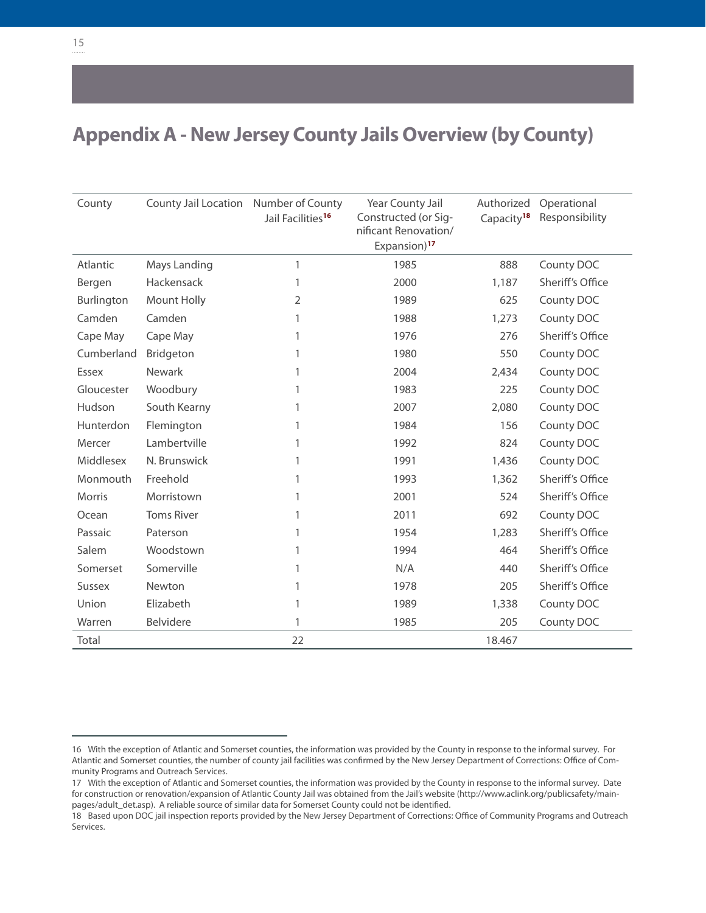# Appendix A - New Jersey County Jails Overview (by County)

| County | County Jail Location | Number of County Jail Facilities[16] | Year County Jail Constructed (or Significant Renovation/ Expansion)[17] | Authorized Capacity[18] | Operational Responsibility |
|---|---|---|---|---|---|
| Atlantic | Mays Landing | 1 | 1985 | 888 | County DOC |
| Bergen | Hackensack | 1 | 2000 | 1,187 | Sheriff's Office |
| Burlington | Mount Holly | 2 | 1989 | 625 | County DOC |
| Camden | Camden | 1 | 1988 | 1,273 | County DOC |
| Cape May | Cape May | 1 | 1976 | 276 | Sheriff's Office |
| Cumberland | Bridgeton | 1 | 1980 | 550 | County DOC |
| Essex | Newark | 1 | 2004 | 2,434 | County DOC |
| Gloucester | Woodbury | 1 | 1983 | 225 | County DOC |
| Hudson | South Kearny | 1 | 2007 | 2,080 | County DOC |
| Hunterdon | Flemington | 1 | 1984 | 156 | County DOC |
| Mercer | Lambertville | 1 | 1992 | 824 | County DOC |
| Middlesex | N. Brunswick | 1 | 1991 | 1,436 | County DOC |
| Monmouth | Freehold | 1 | 1993 | 1,362 | Sheriff's Office |
| Morris | Morristown | 1 | 2001 | 524 | Sheriff's Office |
| Ocean | Toms River | 1 | 2011 | 692 | County DOC |
| Passaic | Paterson | 1 | 1954 | 1,283 | Sheriff's Office |
| Salem | Woodstown | 1 | 1994 | 464 | Sheriff's Office |
| Somerset | Somerville | 1 | N/A | 440 | Sheriff's Office |
| Sussex | Newton | 1 | 1978 | 205 | Sheriff's Office |
| Union | Elizabeth | 1 | 1989 | 1,338 | County DOC |
| Warren | Belvidere | 1 | 1985 | 205 | County DOC |
| Total | | 22 | | 18.467 | |

16 With the exception of Atlantic and Somerset counties, the information was provided by the County in response to the informal survey. For Atlantic and Somerset counties, the number of county jail facilities was confirmed by the New Jersey Department of Corrections: Office of Community Programs and Outreach Services.

17 With the exception of Atlantic and Somerset counties, the information was provided by the County in response to the informal survey. Date for construction or renovation/expansion of Atlantic County Jail was obtained from the Jail's website (http://www.aclink.org/publicsafety/main-pages/adult_det.asp). A reliable source of similar data for Somerset County could not be identified.

18 Based upon DOC jail inspection reports provided by the New Jersey Department of Corrections: Office of Community Programs and Outreach Services.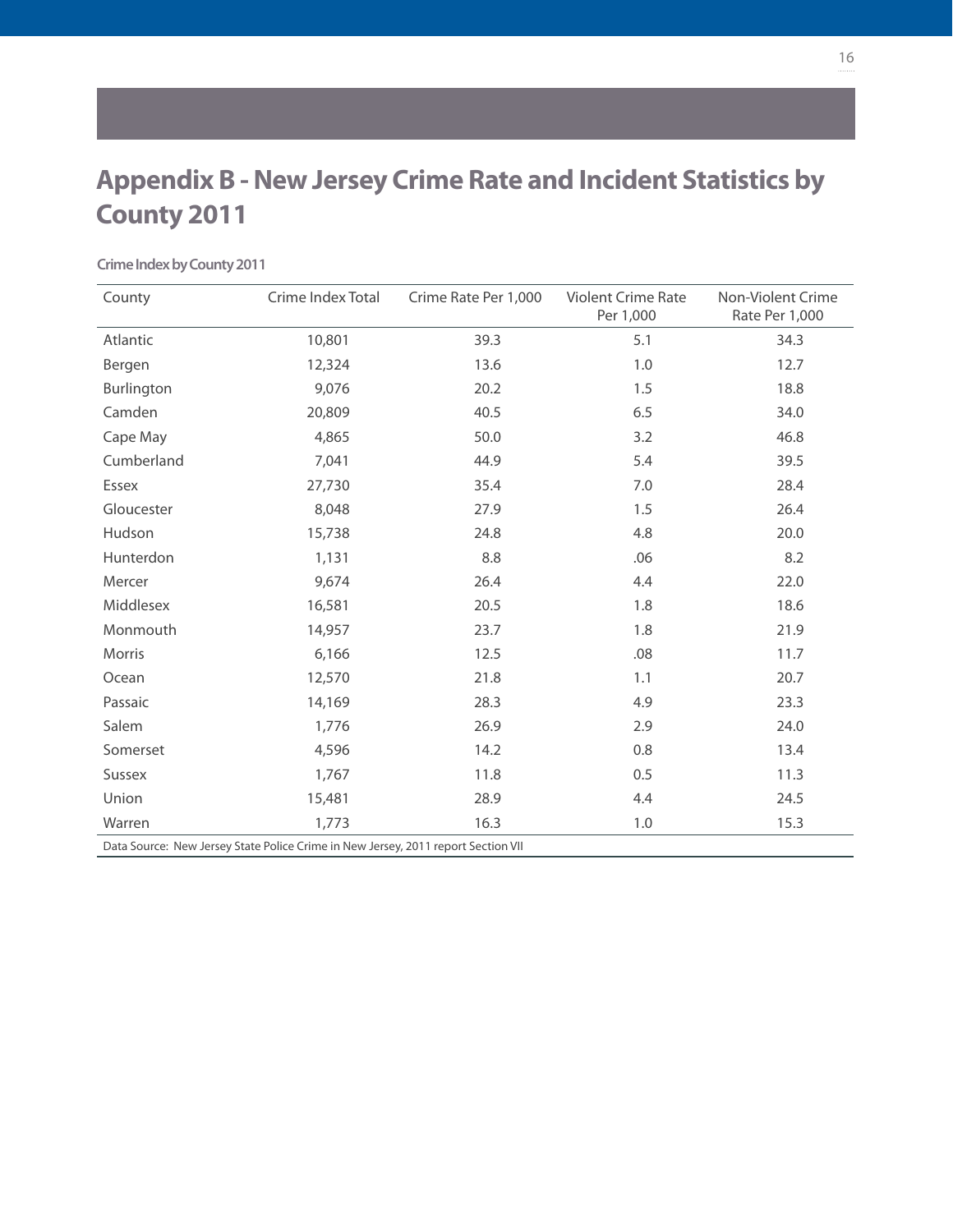# Appendix B - New Jersey Crime Rate and Incident Statistics by County 2011

**Crime Index by County 2011**

| County | Crime Index Total | Crime Rate Per 1,000 | Violent Crime Rate Per 1,000 | Non-Violent Crime Rate Per 1,000 |
|---|---|---|---|---|
| Atlantic | 10,801 | 39.3 | 5.1 | 34.3 |
| Bergen | 12,324 | 13.6 | 1.0 | 12.7 |
| Burlington | 9,076 | 20.2 | 1.5 | 18.8 |
| Camden | 20,809 | 40.5 | 6.5 | 34.0 |
| Cape May | 4,865 | 50.0 | 3.2 | 46.8 |
| Cumberland | 7,041 | 44.9 | 5.4 | 39.5 |
| Essex | 27,730 | 35.4 | 7.0 | 28.4 |
| Gloucester | 8,048 | 27.9 | 1.5 | 26.4 |
| Hudson | 15,738 | 24.8 | 4.8 | 20.0 |
| Hunterdon | 1,131 | 8.8 | .06 | 8.2 |
| Mercer | 9,674 | 26.4 | 4.4 | 22.0 |
| Middlesex | 16,581 | 20.5 | 1.8 | 18.6 |
| Monmouth | 14,957 | 23.7 | 1.8 | 21.9 |
| Morris | 6,166 | 12.5 | .08 | 11.7 |
| Ocean | 12,570 | 21.8 | 1.1 | 20.7 |
| Passaic | 14,169 | 28.3 | 4.9 | 23.3 |
| Salem | 1,776 | 26.9 | 2.9 | 24.0 |
| Somerset | 4,596 | 14.2 | 0.8 | 13.4 |
| Sussex | 1,767 | 11.8 | 0.5 | 11.3 |
| Union | 15,481 | 28.9 | 4.4 | 24.5 |
| Warren | 1,773 | 16.3 | 1.0 | 15.3 |

Data Source: New Jersey State Police Crime in New Jersey, 2011 report Section VII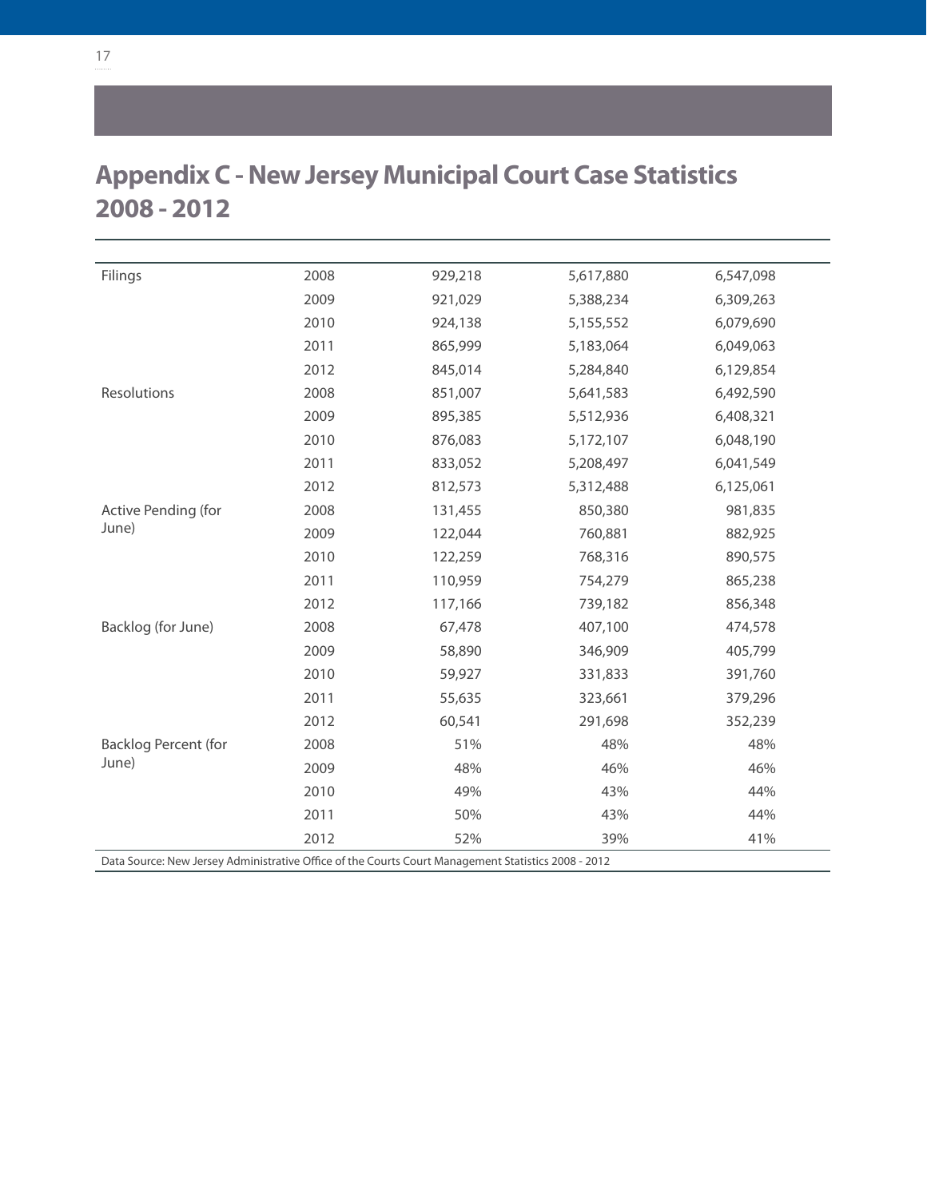## Appendix C - New Jersey Municipal Court Case Statistics 2008 - 2012

| | | | | |
|---|---|---|---|---|
| Filings | 2008 | 929,218 | 5,617,880 | 6,547,098 |
| | 2009 | 921,029 | 5,388,234 | 6,309,263 |
| | 2010 | 924,138 | 5,155,552 | 6,079,690 |
| | 2011 | 865,999 | 5,183,064 | 6,049,063 |
| | 2012 | 845,014 | 5,284,840 | 6,129,854 |
| Resolutions | 2008 | 851,007 | 5,641,583 | 6,492,590 |
| | 2009 | 895,385 | 5,512,936 | 6,408,321 |
| | 2010 | 876,083 | 5,172,107 | 6,048,190 |
| | 2011 | 833,052 | 5,208,497 | 6,041,549 |
| | 2012 | 812,573 | 5,312,488 | 6,125,061 |
| Active Pending (for June) | 2008 | 131,455 | 850,380 | 981,835 |
| | 2009 | 122,044 | 760,881 | 882,925 |
| | 2010 | 122,259 | 768,316 | 890,575 |
| | 2011 | 110,959 | 754,279 | 865,238 |
| | 2012 | 117,166 | 739,182 | 856,348 |
| Backlog (for June) | 2008 | 67,478 | 407,100 | 474,578 |
| | 2009 | 58,890 | 346,909 | 405,799 |
| | 2010 | 59,927 | 331,833 | 391,760 |
| | 2011 | 55,635 | 323,661 | 379,296 |
| | 2012 | 60,541 | 291,698 | 352,239 |
| Backlog Percent (for June) | 2008 | 51% | 48% | 48% |
| | 2009 | 48% | 46% | 46% |
| | 2010 | 49% | 43% | 44% |
| | 2011 | 50% | 43% | 44% |
| | 2012 | 52% | 39% | 41% |

Data Source: New Jersey Administrative Office of the Courts Court Management Statistics 2008 - 2012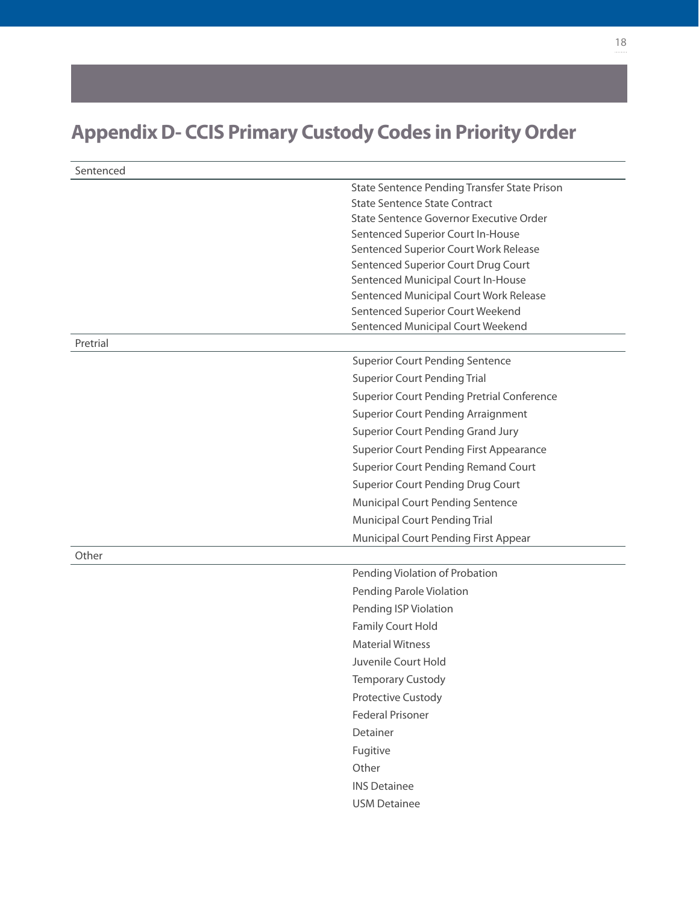## Appendix D- CCIS Primary Custody Codes in Priority Order

| Sentenced | |
|---|---|
| | State Sentence Pending Transfer State Prison |
| | State Sentence State Contract |
| | State Sentence Governor Executive Order |
| | Sentenced Superior Court In-House |
| | Sentenced Superior Court Work Release |
| | Sentenced Superior Court Drug Court |
| | Sentenced Municipal Court In-House |
| | Sentenced Municipal Court Work Release |
| | Sentenced Superior Court Weekend |
| | Sentenced Municipal Court Weekend |
| **Pretrial** | |
| | Superior Court Pending Sentence |
| | Superior Court Pending Trial |
| | Superior Court Pending Pretrial Conference |
| | Superior Court Pending Arraignment |
| | Superior Court Pending Grand Jury |
| | Superior Court Pending First Appearance |
| | Superior Court Pending Remand Court |
| | Superior Court Pending Drug Court |
| | Municipal Court Pending Sentence |
| | Municipal Court Pending Trial |
| | Municipal Court Pending First Appear |
| **Other** | |
| | Pending Violation of Probation |
| | Pending Parole Violation |
| | Pending ISP Violation |
| | Family Court Hold |
| | Material Witness |
| | Juvenile Court Hold |
| | Temporary Custody |
| | Protective Custody |
| | Federal Prisoner |
| | Detainer |
| | Fugitive |
| | Other |
| | INS Detainee |
| | USM Detainee |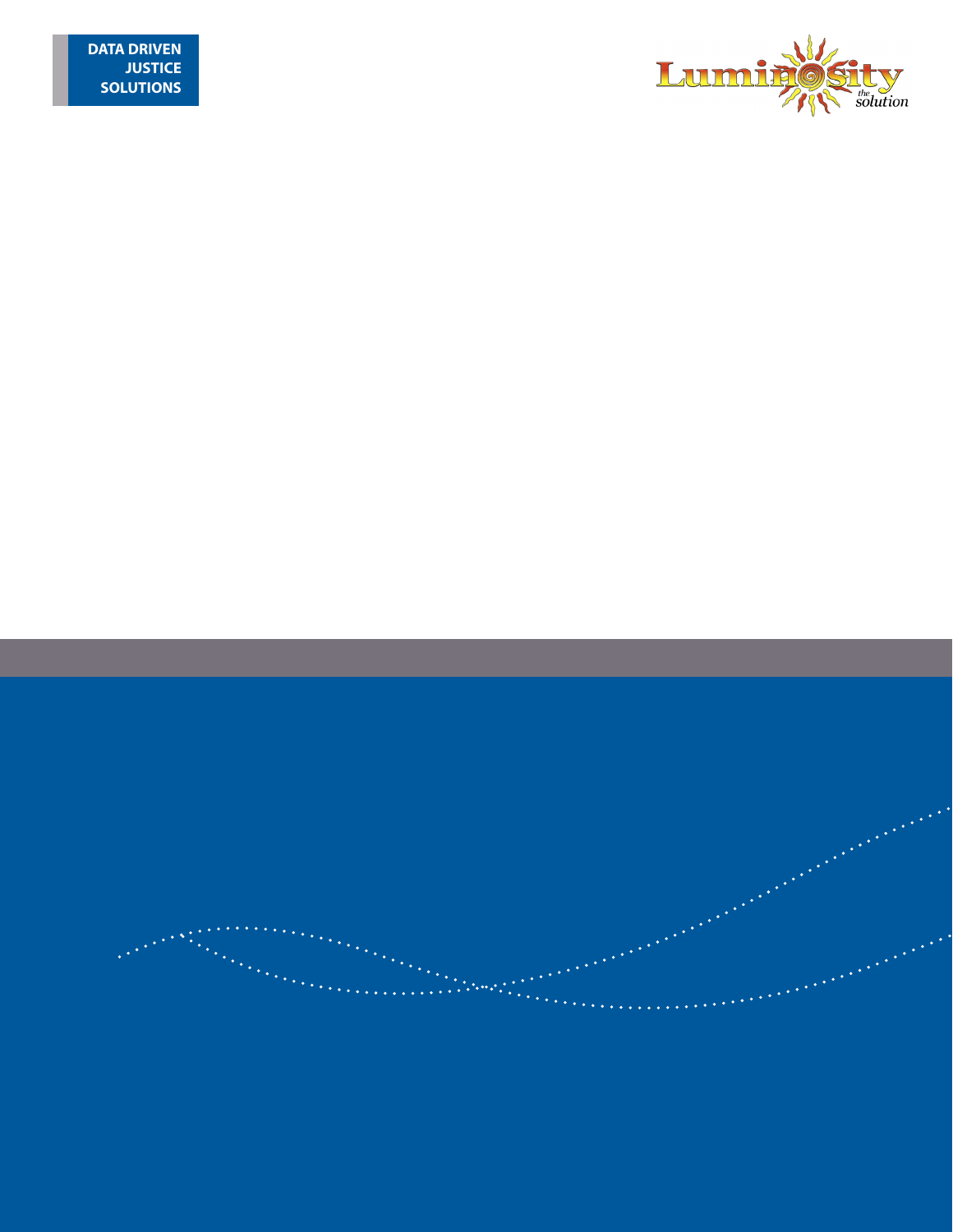**DATA DRIVEN JUSTICE SOLUTIONS**

Luminosity the solution